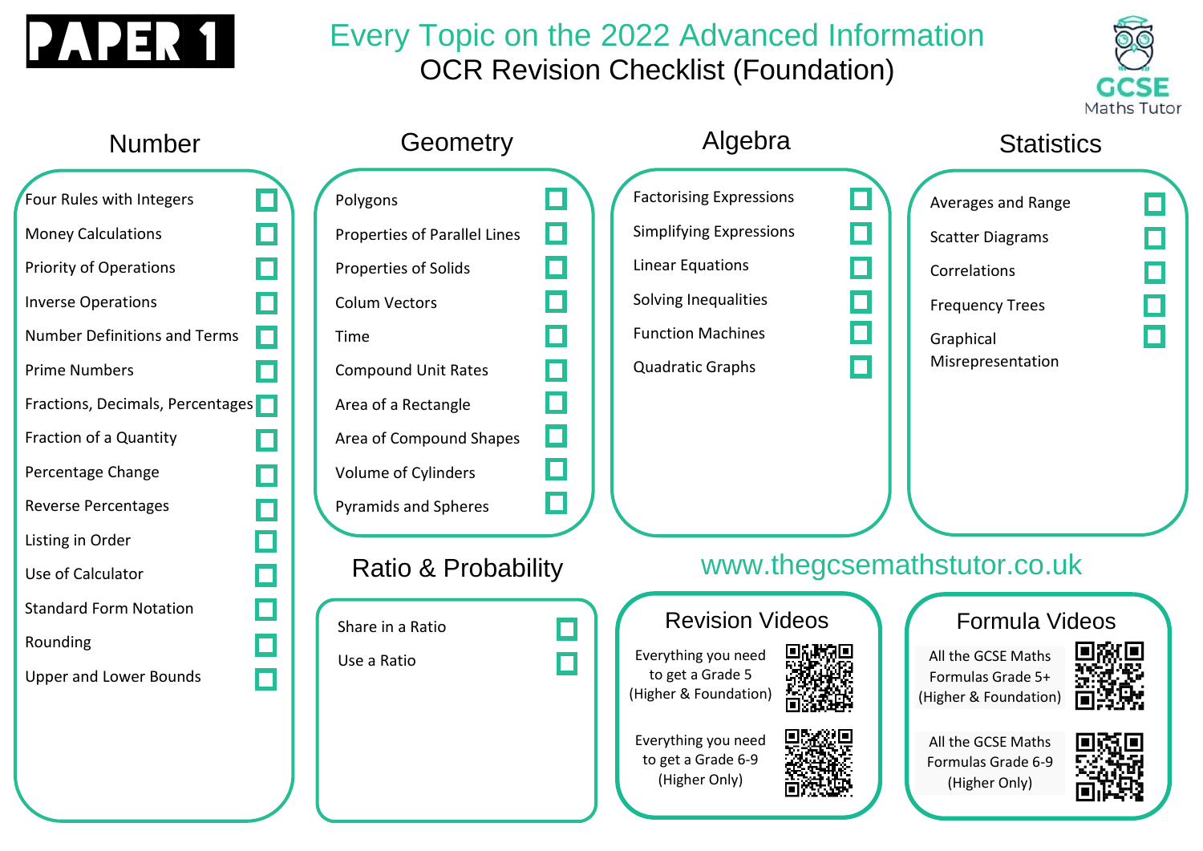# PAPER 1

## Every Topic on the 2022 Advanced Information
## OCR Revision Checklist (Foundation)

GCSE Maths Tutor

### Number

- Four Rules with Integers ☐
- Money Calculations ☐
- Priority of Operations ☐
- Inverse Operations ☐
- Number Definitions and Terms ☐
- Prime Numbers ☐
- Fractions, Decimals, Percentages ☐
- Fraction of a Quantity ☐
- Percentage Change ☐
- Reverse Percentages ☐
- Listing in Order ☐
- Use of Calculator ☐
- Standard Form Notation ☐
- Rounding ☐
- Upper and Lower Bounds ☐

### Geometry

- Polygons ☐
- Properties of Parallel Lines ☐
- Properties of Solids ☐
- Colum Vectors ☐
- Time ☐
- Compound Unit Rates ☐
- Area of a Rectangle ☐
- Area of Compound Shapes ☐
- Volume of Cylinders ☐
- Pyramids and Spheres ☐

### Algebra

- Factorising Expressions ☐
- Simplifying Expressions ☐
- Linear Equations ☐
- Solving Inequalities ☐
- Function Machines ☐
- Quadratic Graphs ☐

### Statistics

- Averages and Range ☐
- Scatter Diagrams ☐
- Correlations ☐
- Frequency Trees ☐
- Graphical Misrepresentation ☐

### Ratio & Probability

- Share in a Ratio ☐
- Use a Ratio ☐

www.thegcsemathstutor.co.uk

### Revision Videos

- Everything you need to get a Grade 5 (Higher & Foundation)
- Everything you need to get a Grade 6-9 (Higher Only)

### Formula Videos

- All the GCSE Maths Formulas Grade 5+ (Higher & Foundation)
- All the GCSE Maths Formulas Grade 6-9 (Higher Only)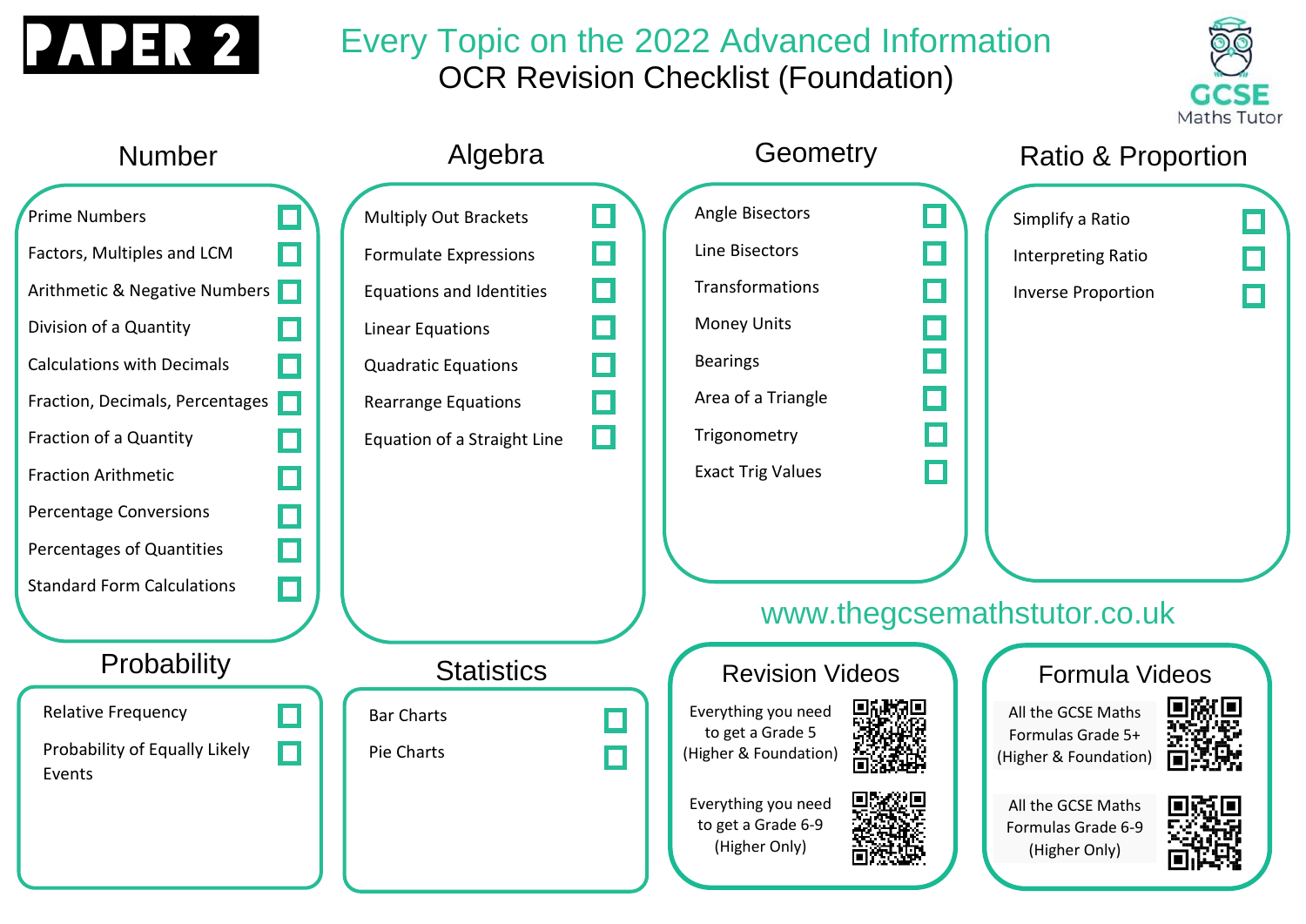# PAPER 2

## Every Topic on the 2022 Advanced Information
## OCR Revision Checklist (Foundation)

GCSE Maths Tutor

### Number

- Prime Numbers ☐
- Factors, Multiples and LCM ☐
- Arithmetic & Negative Numbers ☐
- Division of a Quantity ☐
- Calculations with Decimals ☐
- Fraction, Decimals, Percentages ☐
- Fraction of a Quantity ☐
- Fraction Arithmetic ☐
- Percentage Conversions ☐
- Percentages of Quantities ☐
- Standard Form Calculations ☐

### Algebra

- Multiply Out Brackets ☐
- Formulate Expressions ☐
- Equations and Identities ☐
- Linear Equations ☐
- Quadratic Equations ☐
- Rearrange Equations ☐
- Equation of a Straight Line ☐

### Geometry

- Angle Bisectors ☐
- Line Bisectors ☐
- Transformations ☐
- Money Units ☐
- Bearings ☐
- Area of a Triangle ☐
- Trigonometry ☐
- Exact Trig Values ☐

### Ratio & Proportion

- Simplify a Ratio ☐
- Interpreting Ratio ☐
- Inverse Proportion ☐

### Probability

- Relative Frequency ☐
- Probability of Equally Likely Events ☐

### Statistics

- Bar Charts ☐
- Pie Charts ☐

www.thegcsemathstutor.co.uk

### Revision Videos

- Everything you need to get a Grade 5 (Higher & Foundation)
- Everything you need to get a Grade 6-9 (Higher Only)

### Formula Videos

- All the GCSE Maths Formulas Grade 5+ (Higher & Foundation)
- All the GCSE Maths Formulas Grade 6-9 (Higher Only)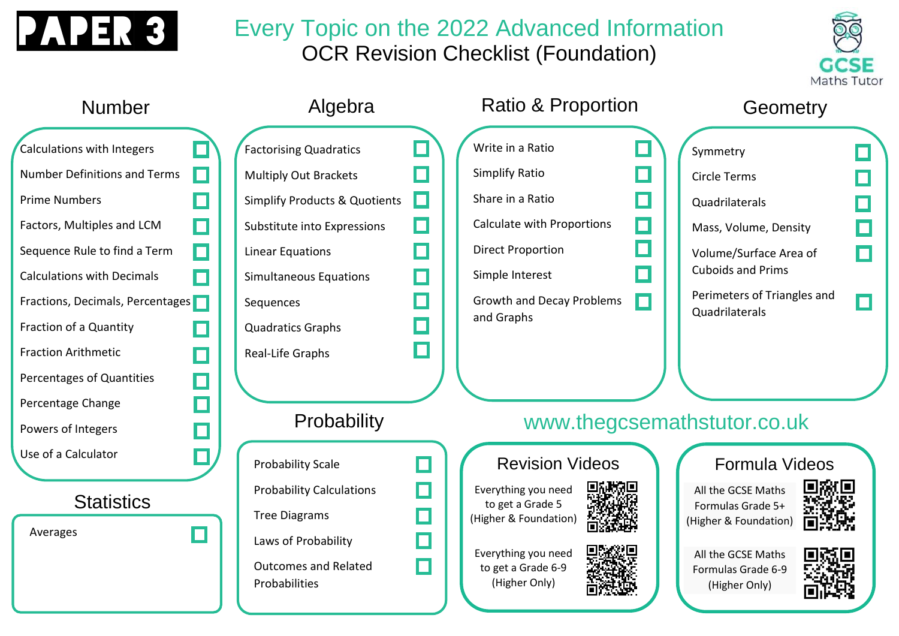# PAPER 3

## Every Topic on the 2022 Advanced Information
## OCR Revision Checklist (Foundation)

GCSE Maths Tutor

### Number

- [ ] Calculations with Integers
- [ ] Number Definitions and Terms
- [ ] Prime Numbers
- [ ] Factors, Multiples and LCM
- [ ] Sequence Rule to find a Term
- [ ] Calculations with Decimals
- [ ] Fractions, Decimals, Percentages
- [ ] Fraction of a Quantity
- [ ] Fraction Arithmetic
- [ ] Percentages of Quantities
- [ ] Percentage Change
- [ ] Powers of Integers
- [ ] Use of a Calculator

### Statistics

- [ ] Averages

### Algebra

- [ ] Factorising Quadratics
- [ ] Multiply Out Brackets
- [ ] Simplify Products & Quotients
- [ ] Substitute into Expressions
- [ ] Linear Equations
- [ ] Simultaneous Equations
- [ ] Sequences
- [ ] Quadratics Graphs
- [ ] Real-Life Graphs

### Probability

- [ ] Probability Scale
- [ ] Probability Calculations
- [ ] Tree Diagrams
- [ ] Laws of Probability
- [ ] Outcomes and Related Probabilities

### Ratio & Proportion

- [ ] Write in a Ratio
- [ ] Simplify Ratio
- [ ] Share in a Ratio
- [ ] Calculate with Proportions
- [ ] Direct Proportion
- [ ] Simple Interest
- [ ] Growth and Decay Problems and Graphs

### Geometry

- [ ] Symmetry
- [ ] Circle Terms
- [ ] Quadrilaterals
- [ ] Mass, Volume, Density
- [ ] Volume/Surface Area of Cuboids and Prims
- [ ] Perimeters of Triangles and Quadrilaterals

www.thegcsemathstutor.co.uk

### Revision Videos

Everything you need to get a Grade 5 (Higher & Foundation)

Everything you need to get a Grade 6-9 (Higher Only)

### Formula Videos

All the GCSE Maths Formulas Grade 5+ (Higher & Foundation)

All the GCSE Maths Formulas Grade 6-9 (Higher Only)